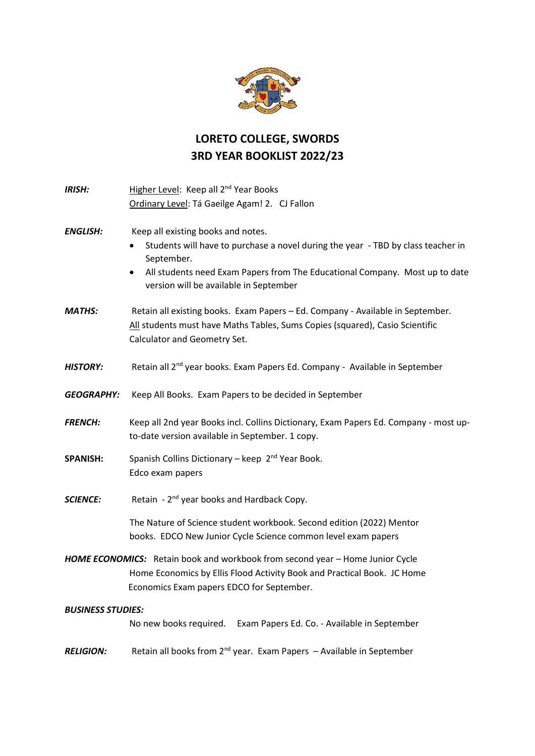# LORETO COLLEGE, SWORDS
# 3RD YEAR BOOKLIST 2022/23

***IRISH:*** Higher Level: Keep all 2nd Year Books
Ordinary Level: Tá Gaeilge Agam! 2. CJ Fallon

***ENGLISH:*** Keep all existing books and notes.

- Students will have to purchase a novel during the year - TBD by class teacher in September.
- All students need Exam Papers from The Educational Company. Most up to date version will be available in September

***MATHS:*** Retain all existing books. Exam Papers – Ed. Company - Available in September. All students must have Maths Tables, Sums Copies (squared), Casio Scientific Calculator and Geometry Set.

***HISTORY:*** Retain all 2nd year books. Exam Papers Ed. Company - Available in September

***GEOGRAPHY:*** Keep All Books. Exam Papers to be decided in September

***FRENCH:*** Keep all 2nd year Books incl. Collins Dictionary, Exam Papers Ed. Company - most up-to-date version available in September. 1 copy.

**SPANISH:** Spanish Collins Dictionary – keep 2nd Year Book.
Edco exam papers

***SCIENCE:*** Retain - 2nd year books and Hardback Copy.

The Nature of Science student workbook. Second edition (2022) Mentor books. EDCO New Junior Cycle Science common level exam papers

***HOME ECONOMICS:*** Retain book and workbook from second year – Home Junior Cycle Home Economics by Ellis Flood Activity Book and Practical Book. JC Home Economics Exam papers EDCO for September.

***BUSINESS STUDIES:***
No new books required. Exam Papers Ed. Co. - Available in September

***RELIGION:*** Retain all books from 2nd year. Exam Papers – Available in September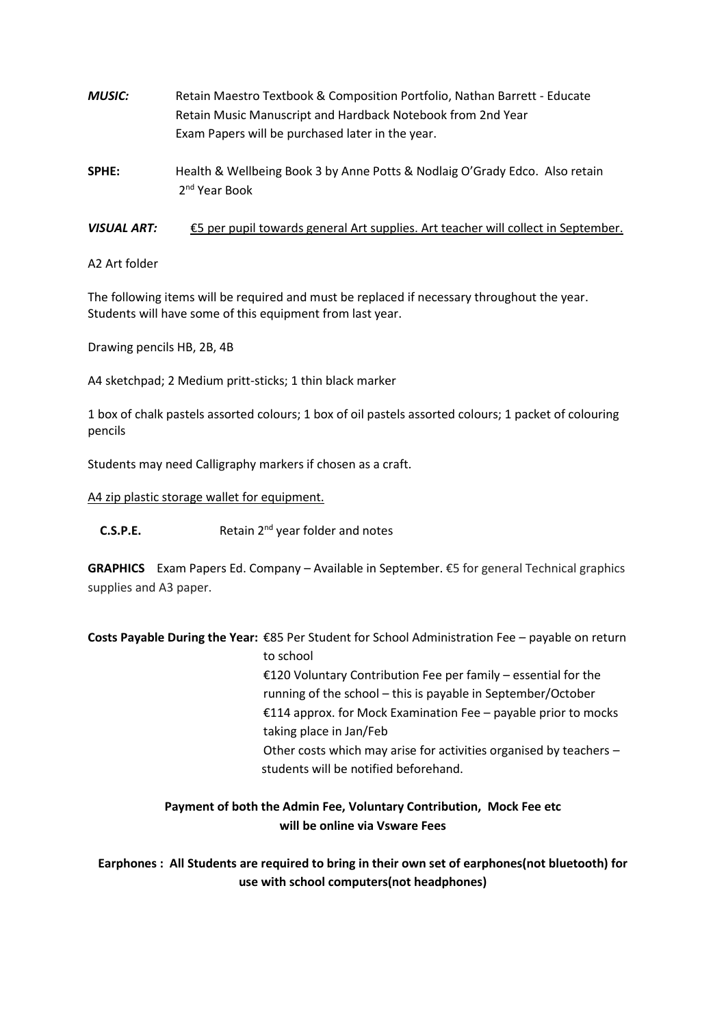***MUSIC:*** Retain Maestro Textbook & Composition Portfolio, Nathan Barrett - Educate
Retain Music Manuscript and Hardback Notebook from 2nd Year
Exam Papers will be purchased later in the year.

**SPHE:** Health & Wellbeing Book 3 by Anne Potts & Nodlaig O'Grady Edco. Also retain 2nd Year Book

***VISUAL ART:*** <u>€5 per pupil towards general Art supplies. Art teacher will collect in September.</u>

A2 Art folder

The following items will be required and must be replaced if necessary throughout the year. Students will have some of this equipment from last year.

Drawing pencils HB, 2B, 4B

A4 sketchpad; 2 Medium pritt-sticks; 1 thin black marker

1 box of chalk pastels assorted colours; 1 box of oil pastels assorted colours; 1 packet of colouring pencils

Students may need Calligraphy markers if chosen as a craft.

<u>A4 zip plastic storage wallet for equipment.</u>

**C.S.P.E.** Retain 2nd year folder and notes

**GRAPHICS** Exam Papers Ed. Company – Available in September. €5 for general Technical graphics supplies and A3 paper.

**Costs Payable During the Year:** €85 Per Student for School Administration Fee – payable on return to school
€120 Voluntary Contribution Fee per family – essential for the running of the school – this is payable in September/October
€114 approx. for Mock Examination Fee – payable prior to mocks taking place in Jan/Feb
Other costs which may arise for activities organised by teachers – students will be notified beforehand.

**Payment of both the Admin Fee, Voluntary Contribution, Mock Fee etc will be online via Vsware Fees**

**Earphones : All Students are required to bring in their own set of earphones(not bluetooth) for use with school computers(not headphones)**